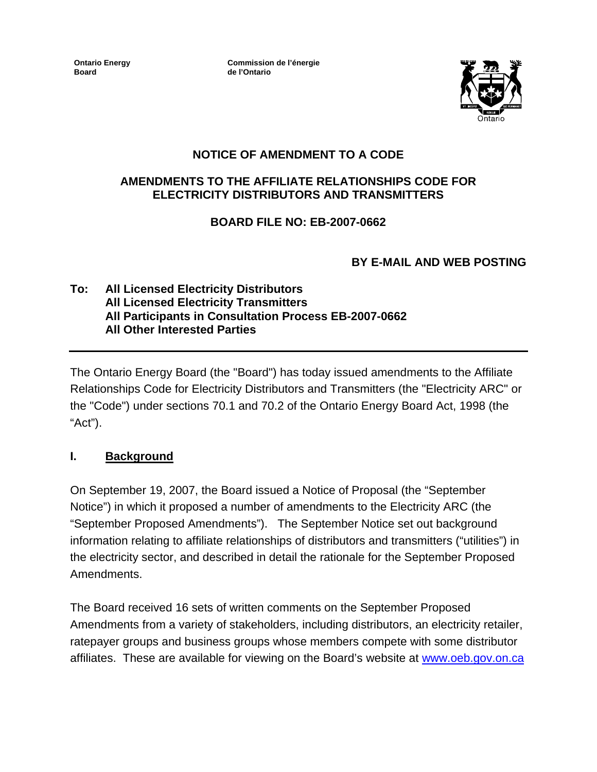**Ontario Energy Board**

**Commission de l'énergie de l'Ontario**

# NOTICE OF AMENDMENT TO A CODE

## AMENDMENTS TO THE AFFILIATE RELATIONSHIPS CODE FOR ELECTRICITY DISTRIBUTORS AND TRANSMITTERS

## BOARD FILE NO: EB-2007-0662

**BY E-MAIL AND WEB POSTING**

**To: All Licensed Electricity Distributors**
**All Licensed Electricity Transmitters**
**All Participants in Consultation Process EB-2007-0662**
**All Other Interested Parties**

---

The Ontario Energy Board (the "Board") has today issued amendments to the Affiliate Relationships Code for Electricity Distributors and Transmitters (the "Electricity ARC" or the "Code") under sections 70.1 and 70.2 of the Ontario Energy Board Act, 1998 (the "Act").

## I. Background

On September 19, 2007, the Board issued a Notice of Proposal (the "September Notice") in which it proposed a number of amendments to the Electricity ARC (the "September Proposed Amendments"). The September Notice set out background information relating to affiliate relationships of distributors and transmitters ("utilities") in the electricity sector, and described in detail the rationale for the September Proposed Amendments.

The Board received 16 sets of written comments on the September Proposed Amendments from a variety of stakeholders, including distributors, an electricity retailer, ratepayer groups and business groups whose members compete with some distributor affiliates. These are available for viewing on the Board's website at www.oeb.gov.on.ca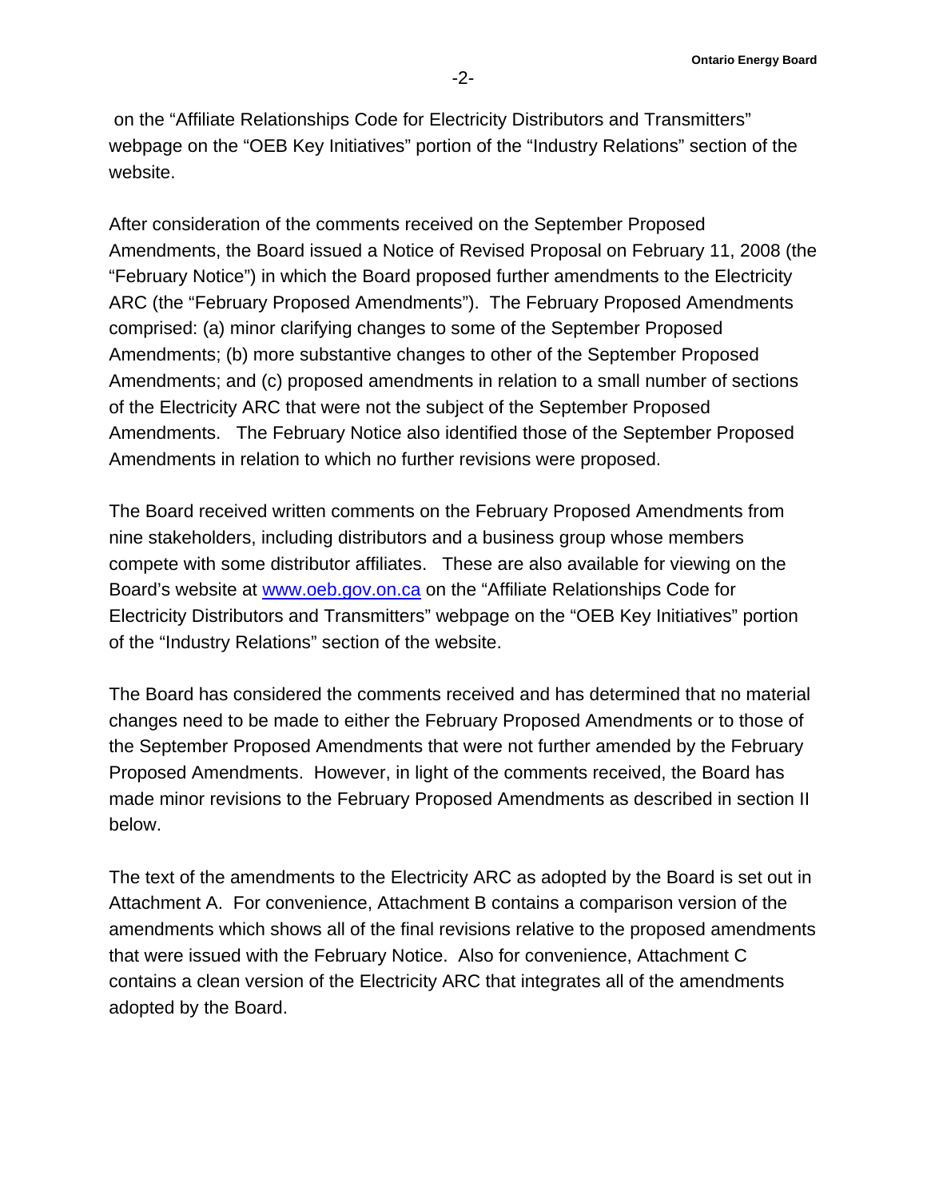on the “Affiliate Relationships Code for Electricity Distributors and Transmitters” webpage on the “OEB Key Initiatives” portion of the “Industry Relations” section of the website.

After consideration of the comments received on the September Proposed Amendments, the Board issued a Notice of Revised Proposal on February 11, 2008 (the “February Notice”) in which the Board proposed further amendments to the Electricity ARC (the “February Proposed Amendments”). The February Proposed Amendments comprised: (a) minor clarifying changes to some of the September Proposed Amendments; (b) more substantive changes to other of the September Proposed Amendments; and (c) proposed amendments in relation to a small number of sections of the Electricity ARC that were not the subject of the September Proposed Amendments. The February Notice also identified those of the September Proposed Amendments in relation to which no further revisions were proposed.

The Board received written comments on the February Proposed Amendments from nine stakeholders, including distributors and a business group whose members compete with some distributor affiliates. These are also available for viewing on the Board’s website at [www.oeb.gov.on.ca](www.oeb.gov.on.ca) on the “Affiliate Relationships Code for Electricity Distributors and Transmitters” webpage on the “OEB Key Initiatives” portion of the “Industry Relations” section of the website.

The Board has considered the comments received and has determined that no material changes need to be made to either the February Proposed Amendments or to those of the September Proposed Amendments that were not further amended by the February Proposed Amendments. However, in light of the comments received, the Board has made minor revisions to the February Proposed Amendments as described in section II below.

The text of the amendments to the Electricity ARC as adopted by the Board is set out in Attachment A. For convenience, Attachment B contains a comparison version of the amendments which shows all of the final revisions relative to the proposed amendments that were issued with the February Notice. Also for convenience, Attachment C contains a clean version of the Electricity ARC that integrates all of the amendments adopted by the Board.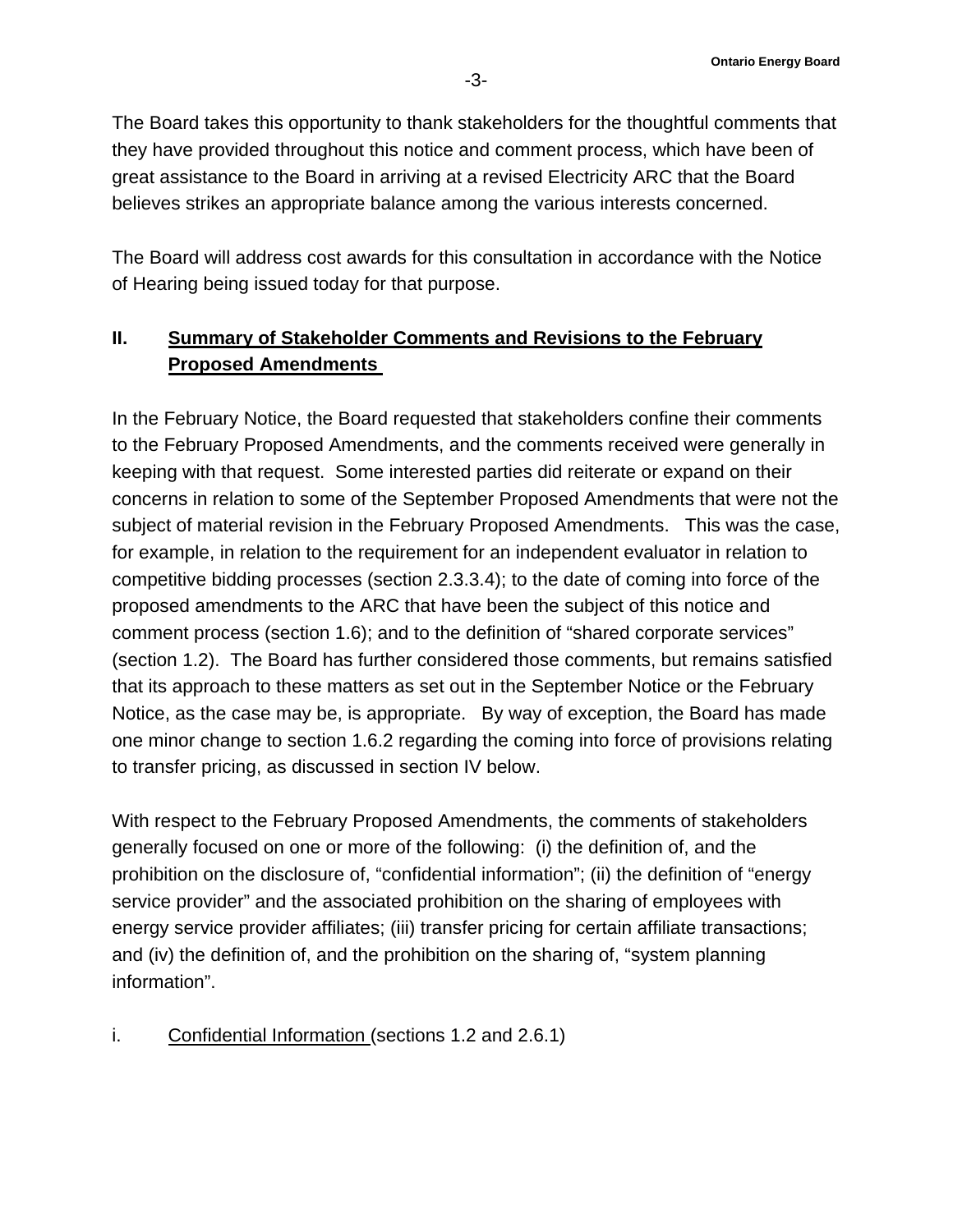The Board takes this opportunity to thank stakeholders for the thoughtful comments that they have provided throughout this notice and comment process, which have been of great assistance to the Board in arriving at a revised Electricity ARC that the Board believes strikes an appropriate balance among the various interests concerned.

The Board will address cost awards for this consultation in accordance with the Notice of Hearing being issued today for that purpose.

## II. Summary of Stakeholder Comments and Revisions to the February Proposed Amendments

In the February Notice, the Board requested that stakeholders confine their comments to the February Proposed Amendments, and the comments received were generally in keeping with that request. Some interested parties did reiterate or expand on their concerns in relation to some of the September Proposed Amendments that were not the subject of material revision in the February Proposed Amendments. This was the case, for example, in relation to the requirement for an independent evaluator in relation to competitive bidding processes (section 2.3.3.4); to the date of coming into force of the proposed amendments to the ARC that have been the subject of this notice and comment process (section 1.6); and to the definition of "shared corporate services" (section 1.2). The Board has further considered those comments, but remains satisfied that its approach to these matters as set out in the September Notice or the February Notice, as the case may be, is appropriate. By way of exception, the Board has made one minor change to section 1.6.2 regarding the coming into force of provisions relating to transfer pricing, as discussed in section IV below.

With respect to the February Proposed Amendments, the comments of stakeholders generally focused on one or more of the following: (i) the definition of, and the prohibition on the disclosure of, "confidential information"; (ii) the definition of "energy service provider" and the associated prohibition on the sharing of employees with energy service provider affiliates; (iii) transfer pricing for certain affiliate transactions; and (iv) the definition of, and the prohibition on the sharing of, "system planning information".

### i. Confidential Information (sections 1.2 and 2.6.1)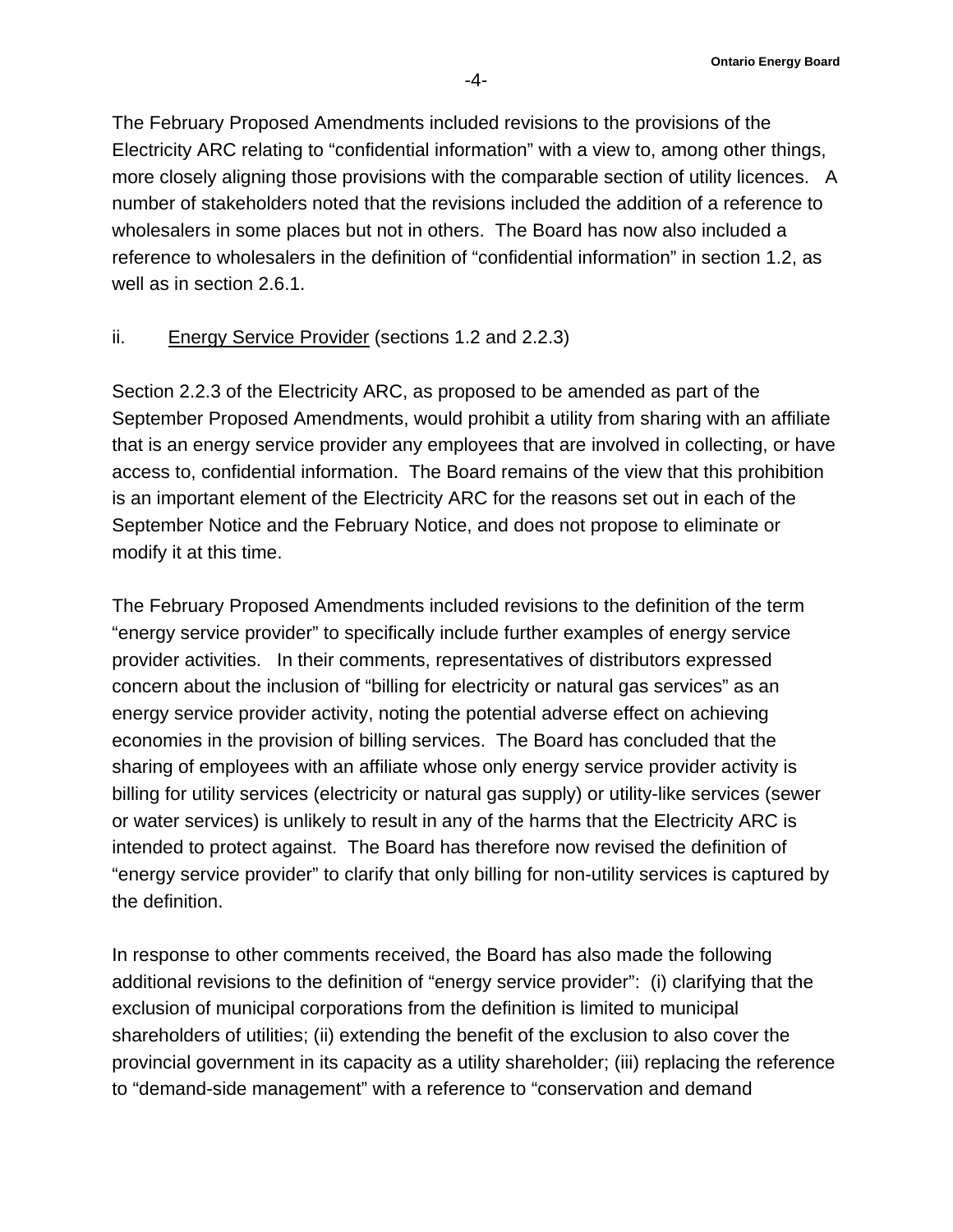The February Proposed Amendments included revisions to the provisions of the Electricity ARC relating to "confidential information" with a view to, among other things, more closely aligning those provisions with the comparable section of utility licences. A number of stakeholders noted that the revisions included the addition of a reference to wholesalers in some places but not in others. The Board has now also included a reference to wholesalers in the definition of "confidential information" in section 1.2, as well as in section 2.6.1.

ii. <u>Energy Service Provider</u> (sections 1.2 and 2.2.3)

Section 2.2.3 of the Electricity ARC, as proposed to be amended as part of the September Proposed Amendments, would prohibit a utility from sharing with an affiliate that is an energy service provider any employees that are involved in collecting, or have access to, confidential information. The Board remains of the view that this prohibition is an important element of the Electricity ARC for the reasons set out in each of the September Notice and the February Notice, and does not propose to eliminate or modify it at this time.

The February Proposed Amendments included revisions to the definition of the term "energy service provider" to specifically include further examples of energy service provider activities. In their comments, representatives of distributors expressed concern about the inclusion of "billing for electricity or natural gas services" as an energy service provider activity, noting the potential adverse effect on achieving economies in the provision of billing services. The Board has concluded that the sharing of employees with an affiliate whose only energy service provider activity is billing for utility services (electricity or natural gas supply) or utility-like services (sewer or water services) is unlikely to result in any of the harms that the Electricity ARC is intended to protect against. The Board has therefore now revised the definition of "energy service provider" to clarify that only billing for non-utility services is captured by the definition.

In response to other comments received, the Board has also made the following additional revisions to the definition of "energy service provider": (i) clarifying that the exclusion of municipal corporations from the definition is limited to municipal shareholders of utilities; (ii) extending the benefit of the exclusion to also cover the provincial government in its capacity as a utility shareholder; (iii) replacing the reference to "demand-side management" with a reference to "conservation and demand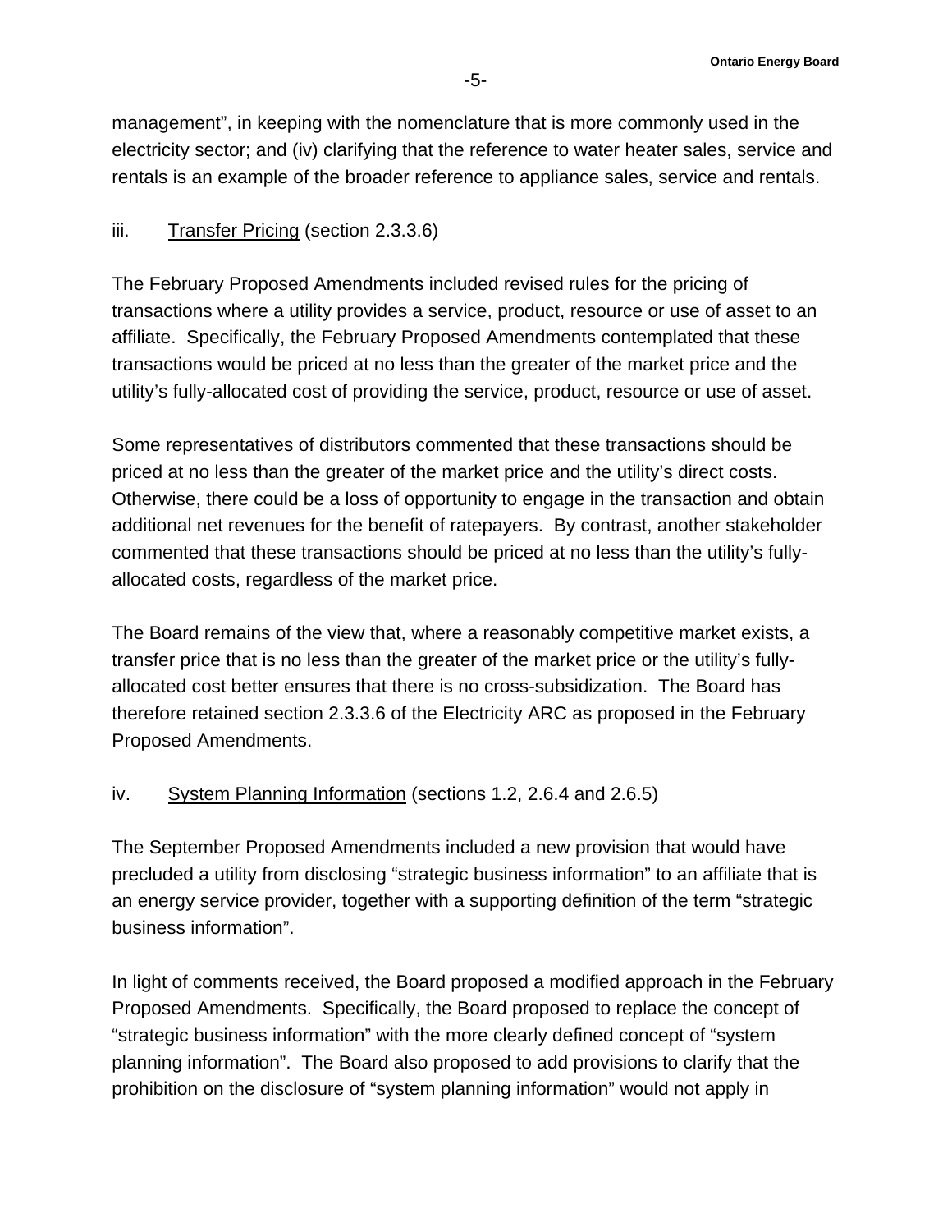management", in keeping with the nomenclature that is more commonly used in the electricity sector; and (iv) clarifying that the reference to water heater sales, service and rentals is an example of the broader reference to appliance sales, service and rentals.

iii. Transfer Pricing (section 2.3.3.6)

The February Proposed Amendments included revised rules for the pricing of transactions where a utility provides a service, product, resource or use of asset to an affiliate. Specifically, the February Proposed Amendments contemplated that these transactions would be priced at no less than the greater of the market price and the utility's fully-allocated cost of providing the service, product, resource or use of asset.

Some representatives of distributors commented that these transactions should be priced at no less than the greater of the market price and the utility's direct costs. Otherwise, there could be a loss of opportunity to engage in the transaction and obtain additional net revenues for the benefit of ratepayers. By contrast, another stakeholder commented that these transactions should be priced at no less than the utility's fully-allocated costs, regardless of the market price.

The Board remains of the view that, where a reasonably competitive market exists, a transfer price that is no less than the greater of the market price or the utility's fully-allocated cost better ensures that there is no cross-subsidization. The Board has therefore retained section 2.3.3.6 of the Electricity ARC as proposed in the February Proposed Amendments.

iv. System Planning Information (sections 1.2, 2.6.4 and 2.6.5)

The September Proposed Amendments included a new provision that would have precluded a utility from disclosing "strategic business information" to an affiliate that is an energy service provider, together with a supporting definition of the term "strategic business information".

In light of comments received, the Board proposed a modified approach in the February Proposed Amendments. Specifically, the Board proposed to replace the concept of "strategic business information" with the more clearly defined concept of "system planning information". The Board also proposed to add provisions to clarify that the prohibition on the disclosure of "system planning information" would not apply in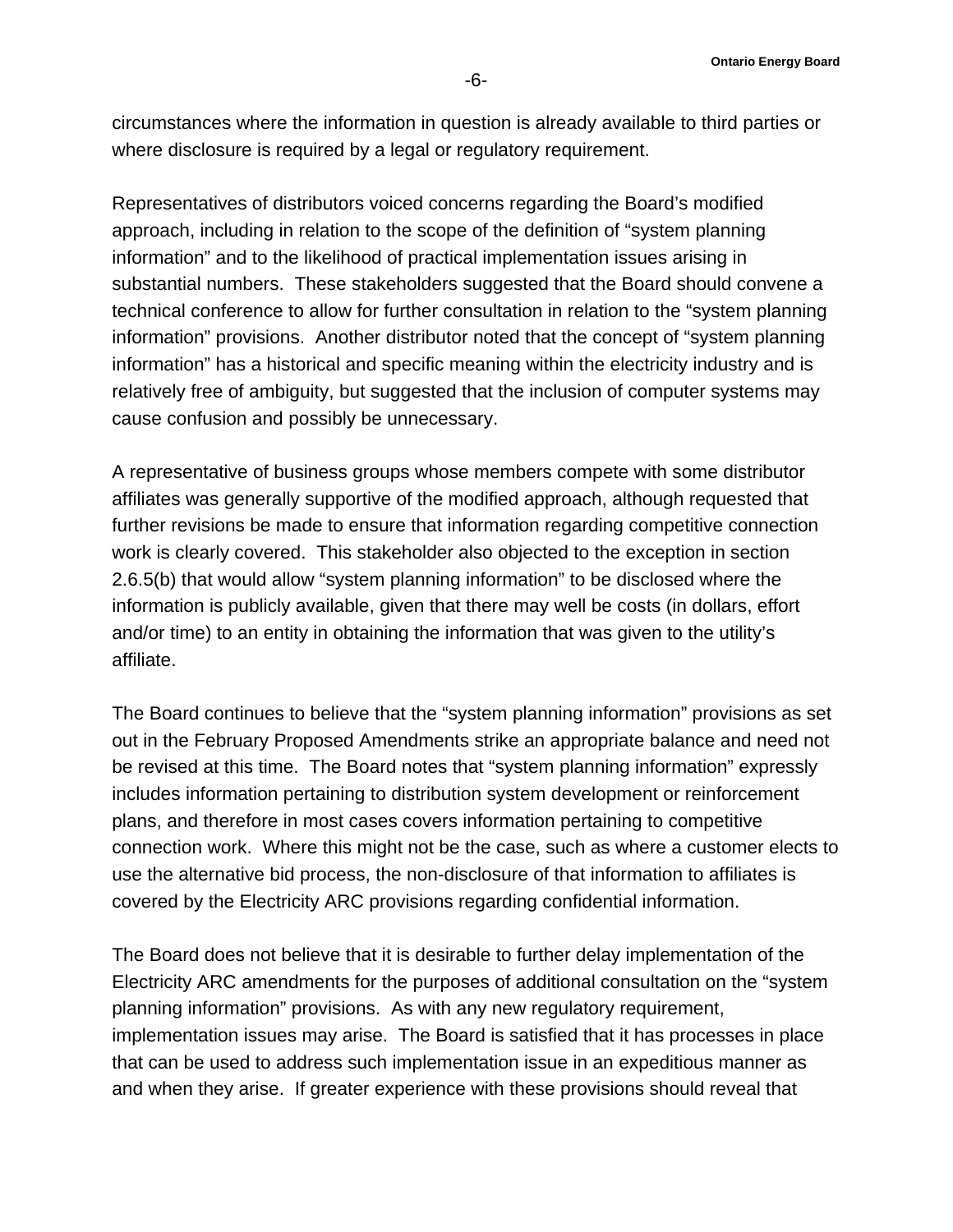circumstances where the information in question is already available to third parties or where disclosure is required by a legal or regulatory requirement.

Representatives of distributors voiced concerns regarding the Board's modified approach, including in relation to the scope of the definition of "system planning information" and to the likelihood of practical implementation issues arising in substantial numbers. These stakeholders suggested that the Board should convene a technical conference to allow for further consultation in relation to the "system planning information" provisions. Another distributor noted that the concept of "system planning information" has a historical and specific meaning within the electricity industry and is relatively free of ambiguity, but suggested that the inclusion of computer systems may cause confusion and possibly be unnecessary.

A representative of business groups whose members compete with some distributor affiliates was generally supportive of the modified approach, although requested that further revisions be made to ensure that information regarding competitive connection work is clearly covered. This stakeholder also objected to the exception in section 2.6.5(b) that would allow "system planning information" to be disclosed where the information is publicly available, given that there may well be costs (in dollars, effort and/or time) to an entity in obtaining the information that was given to the utility's affiliate.

The Board continues to believe that the "system planning information" provisions as set out in the February Proposed Amendments strike an appropriate balance and need not be revised at this time. The Board notes that "system planning information" expressly includes information pertaining to distribution system development or reinforcement plans, and therefore in most cases covers information pertaining to competitive connection work. Where this might not be the case, such as where a customer elects to use the alternative bid process, the non-disclosure of that information to affiliates is covered by the Electricity ARC provisions regarding confidential information.

The Board does not believe that it is desirable to further delay implementation of the Electricity ARC amendments for the purposes of additional consultation on the "system planning information" provisions. As with any new regulatory requirement, implementation issues may arise. The Board is satisfied that it has processes in place that can be used to address such implementation issue in an expeditious manner as and when they arise. If greater experience with these provisions should reveal that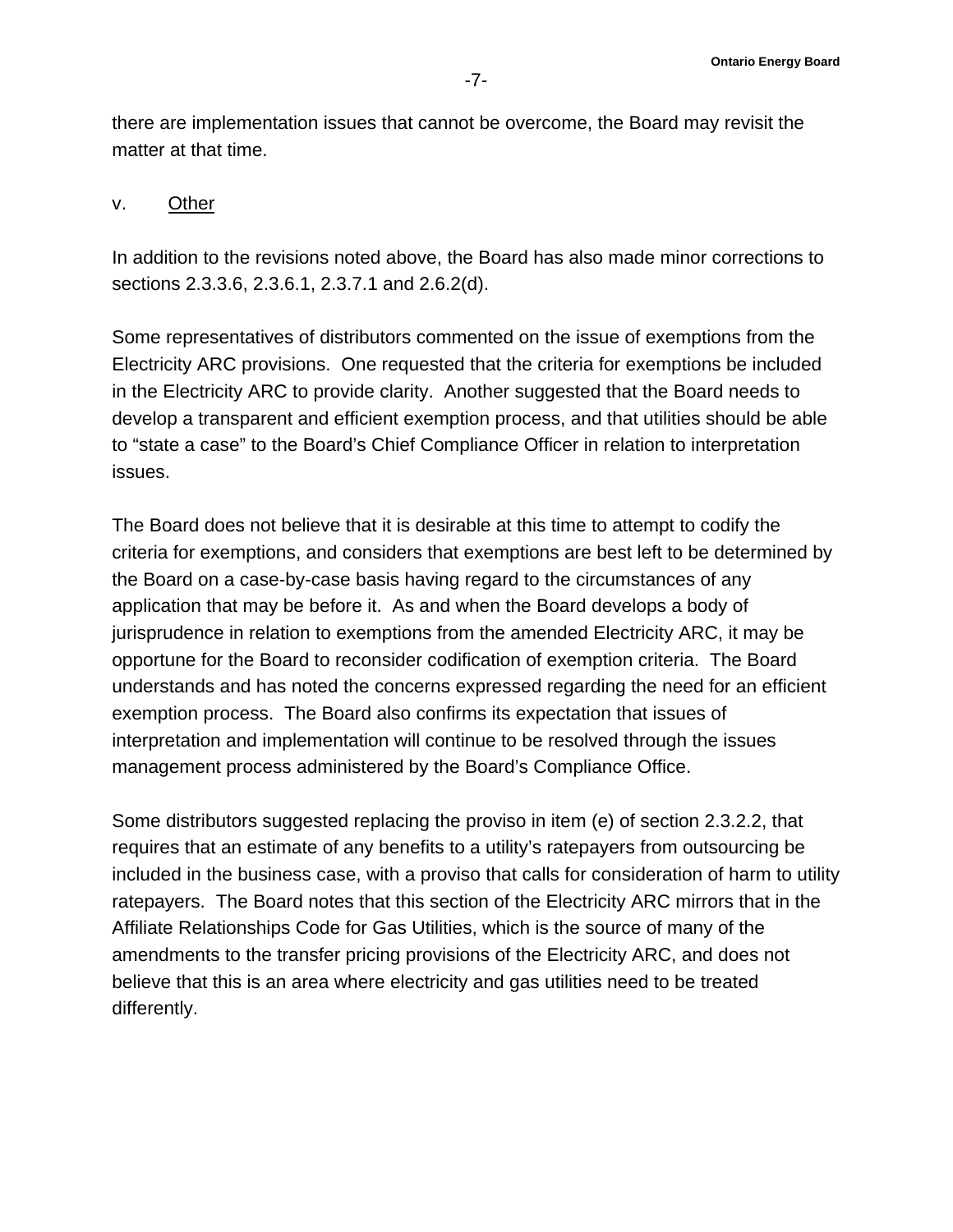there are implementation issues that cannot be overcome, the Board may revisit the matter at that time.

v. <u>Other</u>

In addition to the revisions noted above, the Board has also made minor corrections to sections 2.3.3.6, 2.3.6.1, 2.3.7.1 and 2.6.2(d).

Some representatives of distributors commented on the issue of exemptions from the Electricity ARC provisions. One requested that the criteria for exemptions be included in the Electricity ARC to provide clarity. Another suggested that the Board needs to develop a transparent and efficient exemption process, and that utilities should be able to "state a case" to the Board's Chief Compliance Officer in relation to interpretation issues.

The Board does not believe that it is desirable at this time to attempt to codify the criteria for exemptions, and considers that exemptions are best left to be determined by the Board on a case-by-case basis having regard to the circumstances of any application that may be before it. As and when the Board develops a body of jurisprudence in relation to exemptions from the amended Electricity ARC, it may be opportune for the Board to reconsider codification of exemption criteria. The Board understands and has noted the concerns expressed regarding the need for an efficient exemption process. The Board also confirms its expectation that issues of interpretation and implementation will continue to be resolved through the issues management process administered by the Board's Compliance Office.

Some distributors suggested replacing the proviso in item (e) of section 2.3.2.2, that requires that an estimate of any benefits to a utility's ratepayers from outsourcing be included in the business case, with a proviso that calls for consideration of harm to utility ratepayers. The Board notes that this section of the Electricity ARC mirrors that in the Affiliate Relationships Code for Gas Utilities, which is the source of many of the amendments to the transfer pricing provisions of the Electricity ARC, and does not believe that this is an area where electricity and gas utilities need to be treated differently.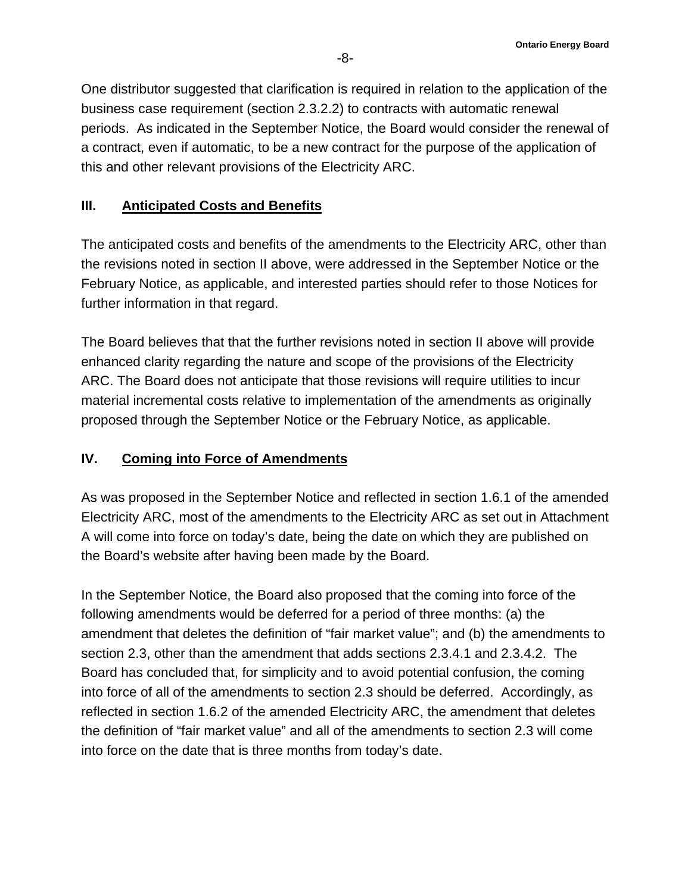One distributor suggested that clarification is required in relation to the application of the business case requirement (section 2.3.2.2) to contracts with automatic renewal periods. As indicated in the September Notice, the Board would consider the renewal of a contract, even if automatic, to be a new contract for the purpose of the application of this and other relevant provisions of the Electricity ARC.

## III. Anticipated Costs and Benefits

The anticipated costs and benefits of the amendments to the Electricity ARC, other than the revisions noted in section II above, were addressed in the September Notice or the February Notice, as applicable, and interested parties should refer to those Notices for further information in that regard.

The Board believes that that the further revisions noted in section II above will provide enhanced clarity regarding the nature and scope of the provisions of the Electricity ARC. The Board does not anticipate that those revisions will require utilities to incur material incremental costs relative to implementation of the amendments as originally proposed through the September Notice or the February Notice, as applicable.

## IV. Coming into Force of Amendments

As was proposed in the September Notice and reflected in section 1.6.1 of the amended Electricity ARC, most of the amendments to the Electricity ARC as set out in Attachment A will come into force on today's date, being the date on which they are published on the Board's website after having been made by the Board.

In the September Notice, the Board also proposed that the coming into force of the following amendments would be deferred for a period of three months: (a) the amendment that deletes the definition of "fair market value"; and (b) the amendments to section 2.3, other than the amendment that adds sections 2.3.4.1 and 2.3.4.2. The Board has concluded that, for simplicity and to avoid potential confusion, the coming into force of all of the amendments to section 2.3 should be deferred. Accordingly, as reflected in section 1.6.2 of the amended Electricity ARC, the amendment that deletes the definition of "fair market value" and all of the amendments to section 2.3 will come into force on the date that is three months from today's date.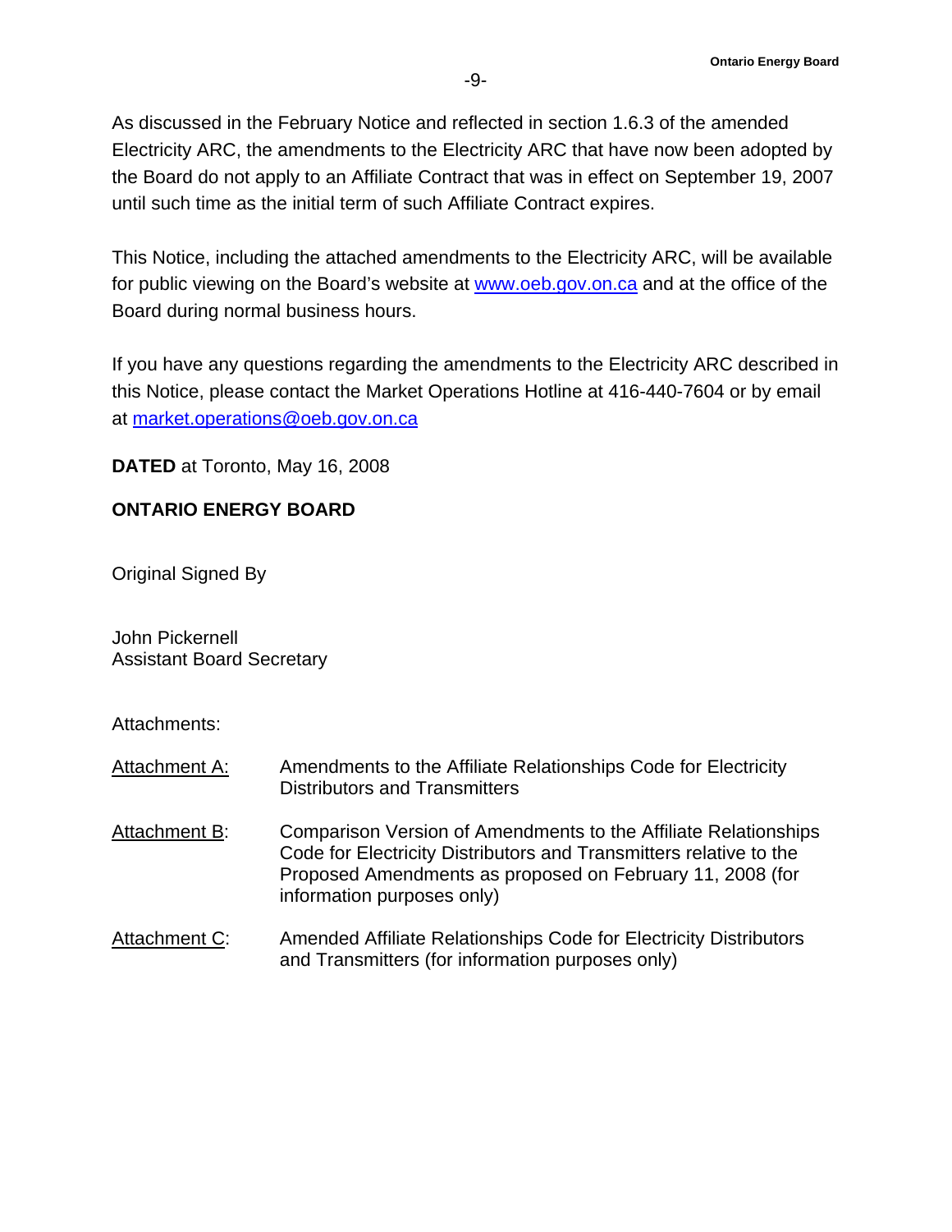As discussed in the February Notice and reflected in section 1.6.3 of the amended Electricity ARC, the amendments to the Electricity ARC that have now been adopted by the Board do not apply to an Affiliate Contract that was in effect on September 19, 2007 until such time as the initial term of such Affiliate Contract expires.

This Notice, including the attached amendments to the Electricity ARC, will be available for public viewing on the Board's website at www.oeb.gov.on.ca and at the office of the Board during normal business hours.

If you have any questions regarding the amendments to the Electricity ARC described in this Notice, please contact the Market Operations Hotline at 416-440-7604 or by email at market.operations@oeb.gov.on.ca

**DATED** at Toronto, May 16, 2008

**ONTARIO ENERGY BOARD**

Original Signed By

John Pickernell
Assistant Board Secretary

Attachments:

| | |
|---|---|
| Attachment A: | Amendments to the Affiliate Relationships Code for Electricity Distributors and Transmitters |
| Attachment B: | Comparison Version of Amendments to the Affiliate Relationships Code for Electricity Distributors and Transmitters relative to the Proposed Amendments as proposed on February 11, 2008 (for information purposes only) |
| Attachment C: | Amended Affiliate Relationships Code for Electricity Distributors and Transmitters (for information purposes only) |